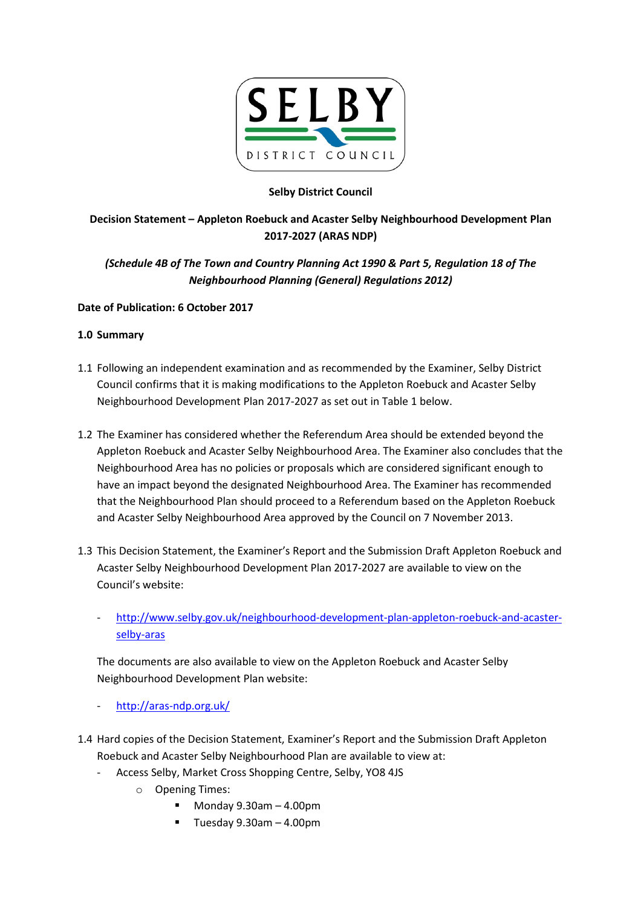**Selby District Council**

**Decision Statement – Appleton Roebuck and Acaster Selby Neighbourhood Development Plan 2017-2027 (ARAS NDP)**

***(Schedule 4B of The Town and Country Planning Act 1990 & Part 5, Regulation 18 of The Neighbourhood Planning (General) Regulations 2012)***

**Date of Publication: 6 October 2017**

**1.0 Summary**

1.1 Following an independent examination and as recommended by the Examiner, Selby District Council confirms that it is making modifications to the Appleton Roebuck and Acaster Selby Neighbourhood Development Plan 2017-2027 as set out in Table 1 below.

1.2 The Examiner has considered whether the Referendum Area should be extended beyond the Appleton Roebuck and Acaster Selby Neighbourhood Area. The Examiner also concludes that the Neighbourhood Area has no policies or proposals which are considered significant enough to have an impact beyond the designated Neighbourhood Area. The Examiner has recommended that the Neighbourhood Plan should proceed to a Referendum based on the Appleton Roebuck and Acaster Selby Neighbourhood Area approved by the Council on 7 November 2013.

1.3 This Decision Statement, the Examiner's Report and the Submission Draft Appleton Roebuck and Acaster Selby Neighbourhood Development Plan 2017-2027 are available to view on the Council's website:

- http://www.selby.gov.uk/neighbourhood-development-plan-appleton-roebuck-and-acaster-selby-aras

The documents are also available to view on the Appleton Roebuck and Acaster Selby Neighbourhood Development Plan website:

- http://aras-ndp.org.uk/

1.4 Hard copies of the Decision Statement, Examiner's Report and the Submission Draft Appleton Roebuck and Acaster Selby Neighbourhood Plan are available to view at:

- Access Selby, Market Cross Shopping Centre, Selby, YO8 4JS
  - Opening Times:
    - Monday 9.30am – 4.00pm
    - Tuesday 9.30am – 4.00pm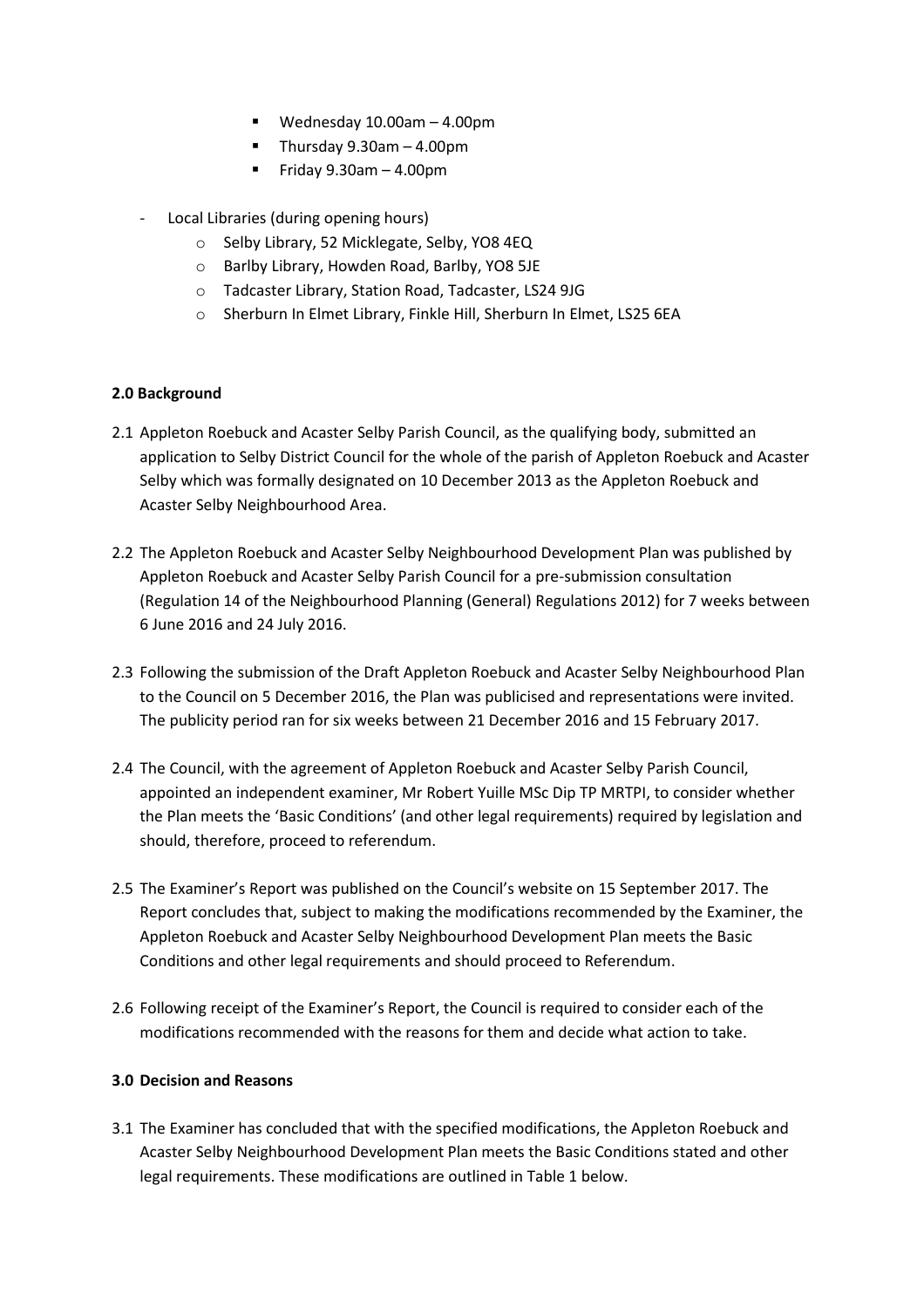- Wednesday 10.00am – 4.00pm
  - Thursday 9.30am – 4.00pm
  - Friday 9.30am – 4.00pm

- Local Libraries (during opening hours)
  - Selby Library, 52 Micklegate, Selby, YO8 4EQ
  - Barlby Library, Howden Road, Barlby, YO8 5JE
  - Tadcaster Library, Station Road, Tadcaster, LS24 9JG
  - Sherburn In Elmet Library, Finkle Hill, Sherburn In Elmet, LS25 6EA

**2.0 Background**

2.1 Appleton Roebuck and Acaster Selby Parish Council, as the qualifying body, submitted an application to Selby District Council for the whole of the parish of Appleton Roebuck and Acaster Selby which was formally designated on 10 December 2013 as the Appleton Roebuck and Acaster Selby Neighbourhood Area.

2.2 The Appleton Roebuck and Acaster Selby Neighbourhood Development Plan was published by Appleton Roebuck and Acaster Selby Parish Council for a pre-submission consultation (Regulation 14 of the Neighbourhood Planning (General) Regulations 2012) for 7 weeks between 6 June 2016 and 24 July 2016.

2.3 Following the submission of the Draft Appleton Roebuck and Acaster Selby Neighbourhood Plan to the Council on 5 December 2016, the Plan was publicised and representations were invited. The publicity period ran for six weeks between 21 December 2016 and 15 February 2017.

2.4 The Council, with the agreement of Appleton Roebuck and Acaster Selby Parish Council, appointed an independent examiner, Mr Robert Yuille MSc Dip TP MRTPI, to consider whether the Plan meets the 'Basic Conditions' (and other legal requirements) required by legislation and should, therefore, proceed to referendum.

2.5 The Examiner's Report was published on the Council's website on 15 September 2017. The Report concludes that, subject to making the modifications recommended by the Examiner, the Appleton Roebuck and Acaster Selby Neighbourhood Development Plan meets the Basic Conditions and other legal requirements and should proceed to Referendum.

2.6 Following receipt of the Examiner's Report, the Council is required to consider each of the modifications recommended with the reasons for them and decide what action to take.

**3.0 Decision and Reasons**

3.1 The Examiner has concluded that with the specified modifications, the Appleton Roebuck and Acaster Selby Neighbourhood Development Plan meets the Basic Conditions stated and other legal requirements. These modifications are outlined in Table 1 below.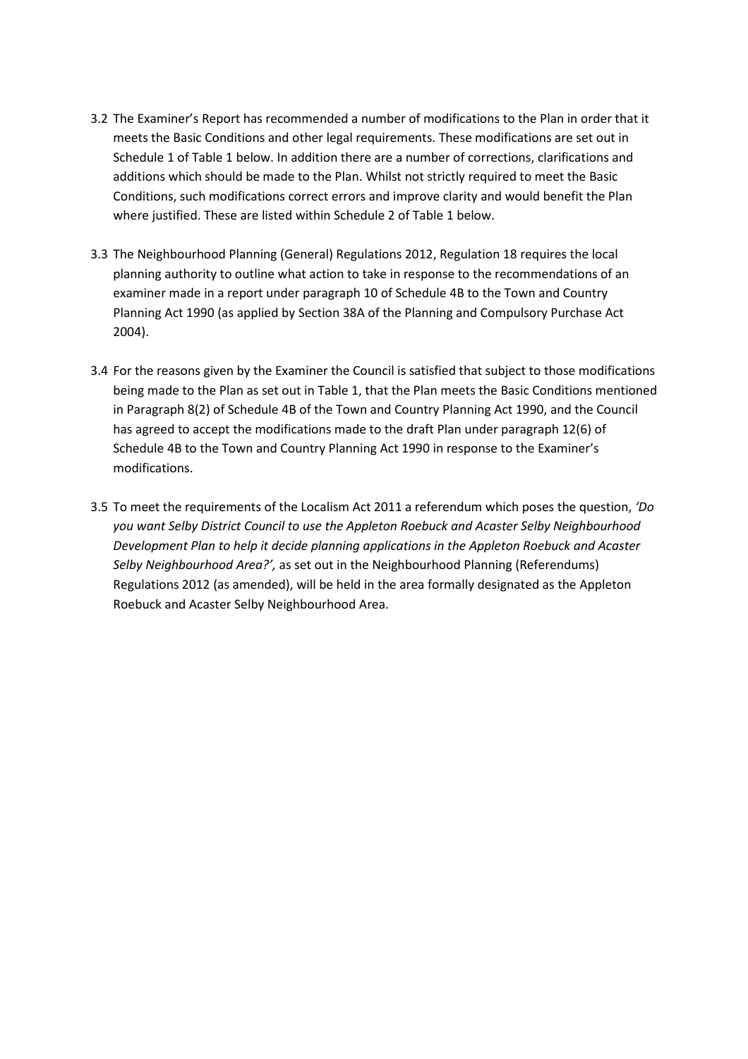3.2 The Examiner's Report has recommended a number of modifications to the Plan in order that it meets the Basic Conditions and other legal requirements. These modifications are set out in Schedule 1 of Table 1 below. In addition there are a number of corrections, clarifications and additions which should be made to the Plan. Whilst not strictly required to meet the Basic Conditions, such modifications correct errors and improve clarity and would benefit the Plan where justified. These are listed within Schedule 2 of Table 1 below.

3.3 The Neighbourhood Planning (General) Regulations 2012, Regulation 18 requires the local planning authority to outline what action to take in response to the recommendations of an examiner made in a report under paragraph 10 of Schedule 4B to the Town and Country Planning Act 1990 (as applied by Section 38A of the Planning and Compulsory Purchase Act 2004).

3.4 For the reasons given by the Examiner the Council is satisfied that subject to those modifications being made to the Plan as set out in Table 1, that the Plan meets the Basic Conditions mentioned in Paragraph 8(2) of Schedule 4B of the Town and Country Planning Act 1990, and the Council has agreed to accept the modifications made to the draft Plan under paragraph 12(6) of Schedule 4B to the Town and Country Planning Act 1990 in response to the Examiner's modifications.

3.5 To meet the requirements of the Localism Act 2011 a referendum which poses the question, *'Do you want Selby District Council to use the Appleton Roebuck and Acaster Selby Neighbourhood Development Plan to help it decide planning applications in the Appleton Roebuck and Acaster Selby Neighbourhood Area?',* as set out in the Neighbourhood Planning (Referendums) Regulations 2012 (as amended), will be held in the area formally designated as the Appleton Roebuck and Acaster Selby Neighbourhood Area.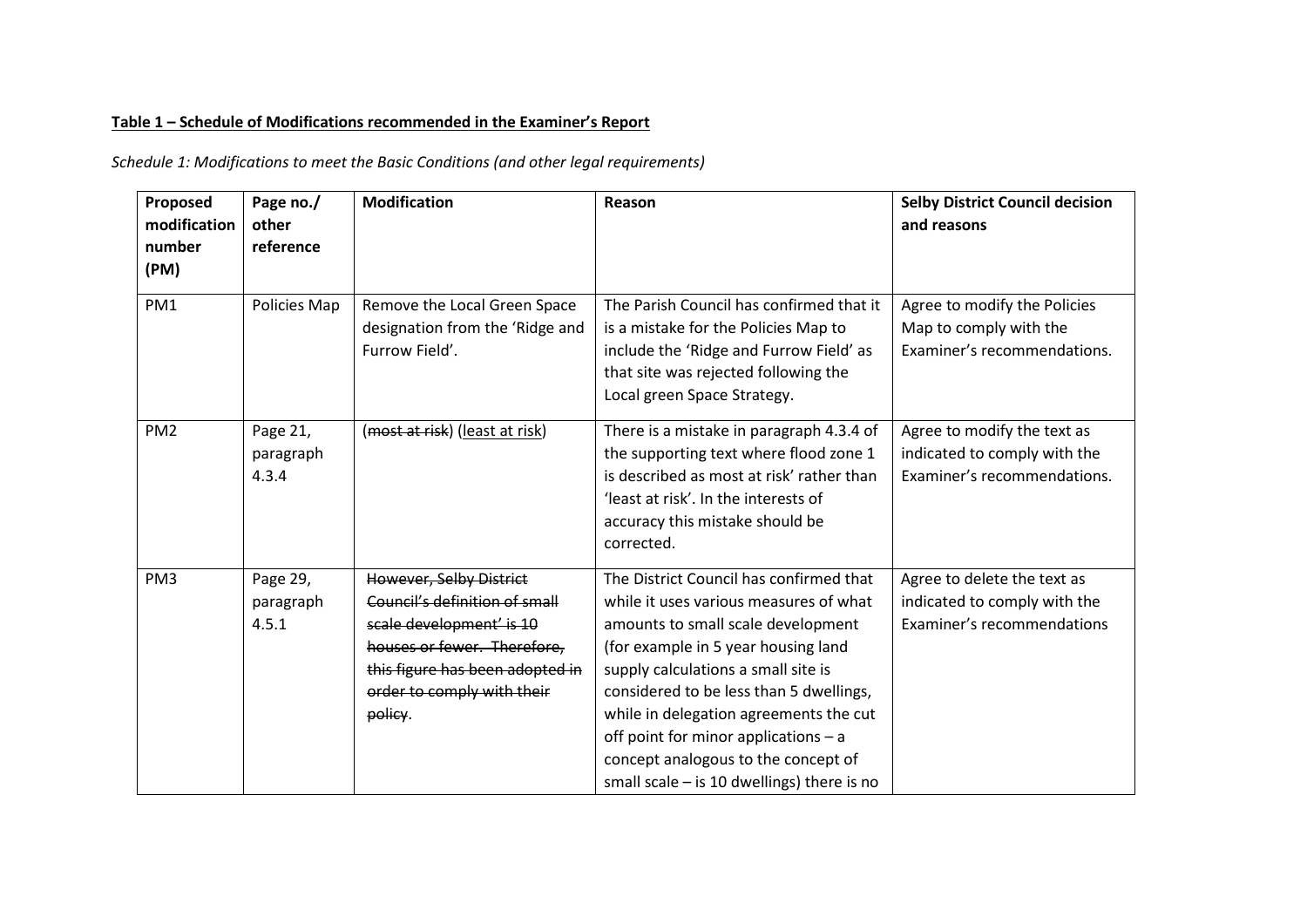**Table 1 – Schedule of Modifications recommended in the Examiner's Report**

*Schedule 1: Modifications to meet the Basic Conditions (and other legal requirements)*

| Proposed modification number (PM) | Page no./ other reference | Modification | Reason | Selby District Council decision and reasons |
|---|---|---|---|---|
| PM1 | Policies Map | Remove the Local Green Space designation from the 'Ridge and Furrow Field'. | The Parish Council has confirmed that it is a mistake for the Policies Map to include the 'Ridge and Furrow Field' as that site was rejected following the Local green Space Strategy. | Agree to modify the Policies Map to comply with the Examiner's recommendations. |
| PM2 | Page 21, paragraph 4.3.4 | (~~most at risk~~) (<u>least at risk</u>) | There is a mistake in paragraph 4.3.4 of the supporting text where flood zone 1 is described as most at risk' rather than 'least at risk'. In the interests of accuracy this mistake should be corrected. | Agree to modify the text as indicated to comply with the Examiner's recommendations. |
| PM3 | Page 29, paragraph 4.5.1 | ~~However, Selby District Council's definition of small scale development' is 10 houses or fewer. Therefore, this figure has been adopted in order to comply with their policy~~. | The District Council has confirmed that while it uses various measures of what amounts to small scale development (for example in 5 year housing land supply calculations a small site is considered to be less than 5 dwellings, while in delegation agreements the cut off point for minor applications – a concept analogous to the concept of small scale – is 10 dwellings) there is no | Agree to delete the text as indicated to comply with the Examiner's recommendations |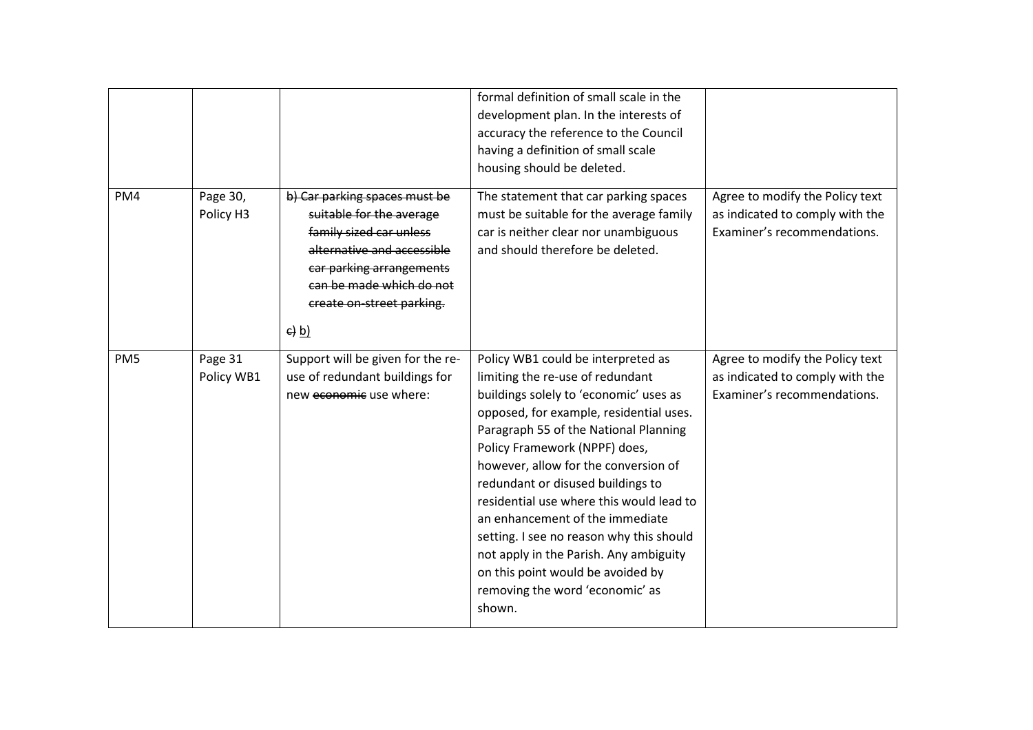| | | | | |
|---|---|---|---|---|
| | | | formal definition of small scale in the development plan. In the interests of accuracy the reference to the Council having a definition of small scale housing should be deleted. | |
| PM4 | Page 30, Policy H3 | ~~b) Car parking spaces must be suitable for the average family sized car unless alternative and accessible car parking arrangements can be made which do not create on-street parking.~~<br><br>~~c)~~ <u>b)</u> | The statement that car parking spaces must be suitable for the average family car is neither clear nor unambiguous and should therefore be deleted. | Agree to modify the Policy text as indicated to comply with the Examiner's recommendations. |
| PM5 | Page 31 Policy WB1 | Support will be given for the re-use of redundant buildings for new ~~economic~~ use where: | Policy WB1 could be interpreted as limiting the re-use of redundant buildings solely to 'economic' uses as opposed, for example, residential uses. Paragraph 55 of the National Planning Policy Framework (NPPF) does, however, allow for the conversion of redundant or disused buildings to residential use where this would lead to an enhancement of the immediate setting. I see no reason why this should not apply in the Parish. Any ambiguity on this point would be avoided by removing the word 'economic' as shown. | Agree to modify the Policy text as indicated to comply with the Examiner's recommendations. |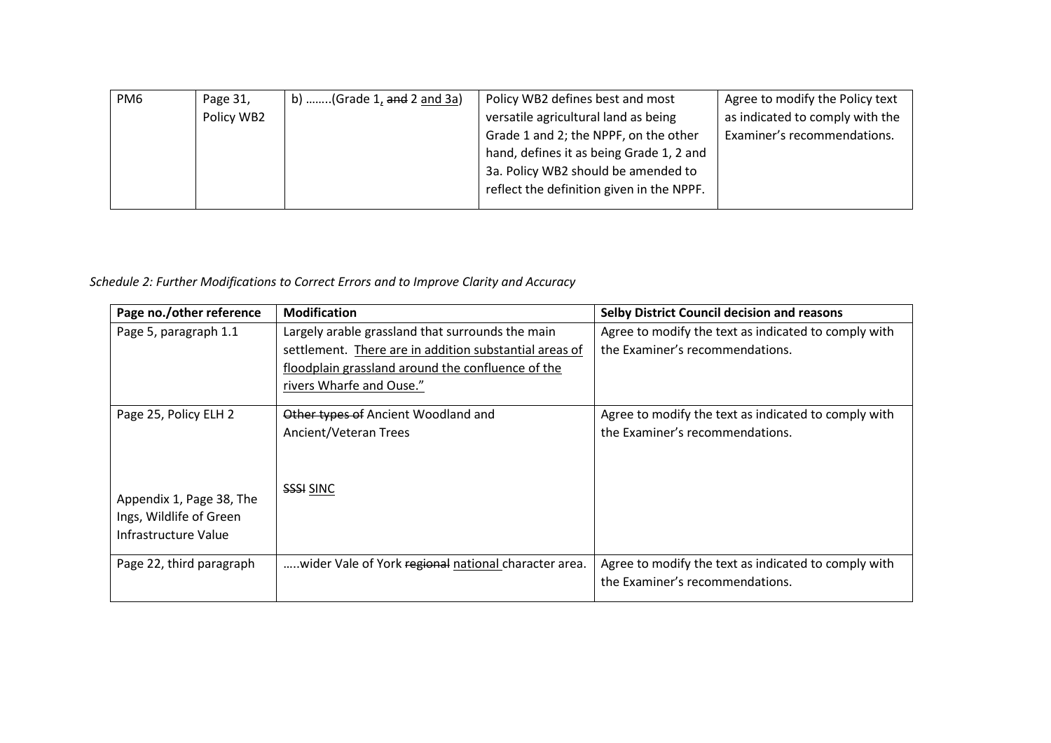| | | | | |
|---|---|---|---|---|
| PM6 | Page 31, Policy WB2 | b) ……..(Grade 1, ~~and~~ 2 <u>and 3a</u>) | Policy WB2 defines best and most versatile agricultural land as being Grade 1 and 2; the NPPF, on the other hand, defines it as being Grade 1, 2 and 3a. Policy WB2 should be amended to reflect the definition given in the NPPF. | Agree to modify the Policy text as indicated to comply with the Examiner's recommendations. |

*Schedule 2: Further Modifications to Correct Errors and to Improve Clarity and Accuracy*

| Page no./other reference | Modification | Selby District Council decision and reasons |
|---|---|---|
| Page 5, paragraph 1.1 | Largely arable grassland that surrounds the main settlement. <u>There are in addition substantial areas of floodplain grassland around the confluence of the rivers Wharfe and Ouse."</u> | Agree to modify the text as indicated to comply with the Examiner's recommendations. |
| Page 25, Policy ELH 2<br><br>Appendix 1, Page 38, The Ings, Wildlife of Green Infrastructure Value | ~~Other types of~~ Ancient Woodland and Ancient/Veteran Trees<br><br>~~SSSI~~ <u>SINC</u> | Agree to modify the text as indicated to comply with the Examiner's recommendations. |
| Page 22, third paragraph | …..wider Vale of York ~~regional~~ <u>national</u> character area. | Agree to modify the text as indicated to comply with the Examiner's recommendations. |